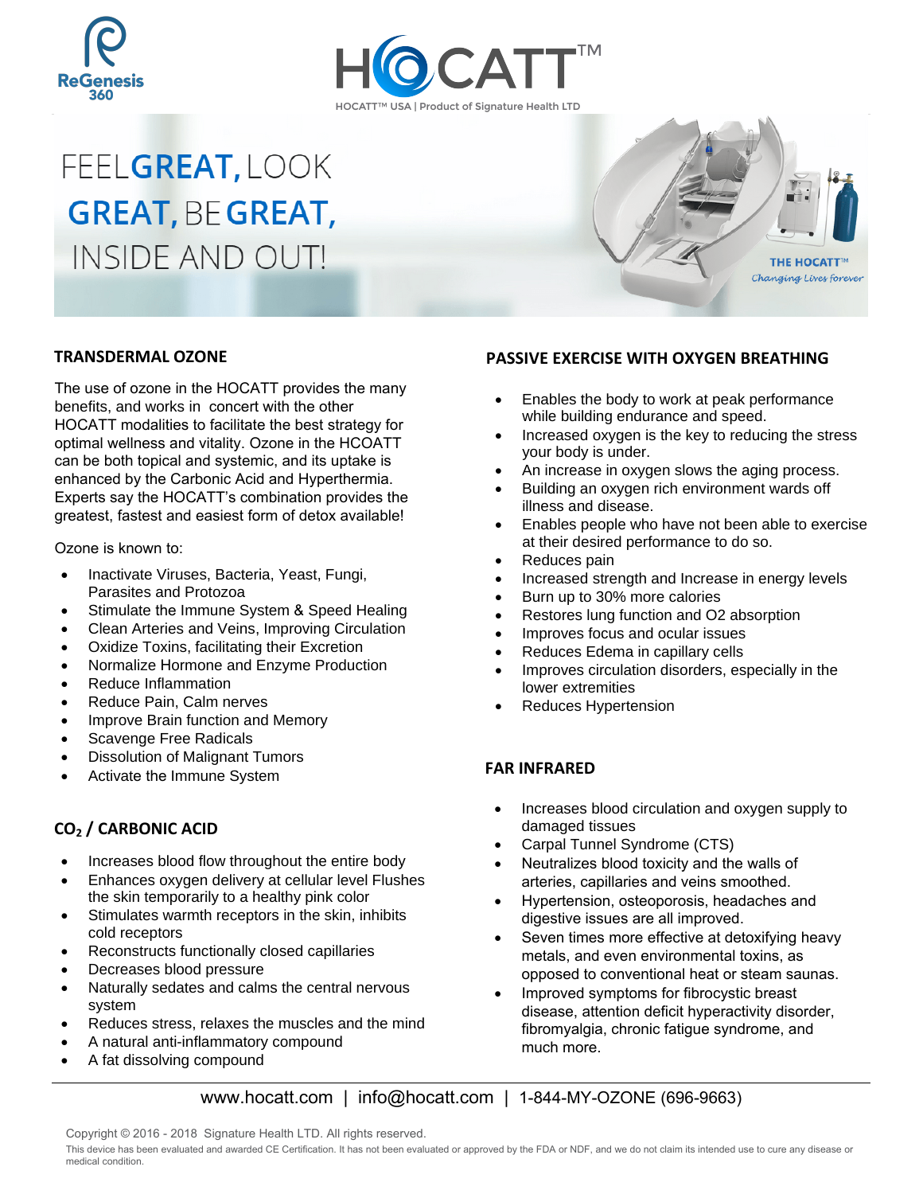ReGenesis 360

# HOCATT™

HOCATT™ USA | Product of Signature Health LTD

# FEEL **GREAT,** LOOK **GREAT,** BE **GREAT,** INSIDE AND OUT!

**THE HOCATT™**
*Changing Lives forever*

## TRANSDERMAL OZONE

The use of ozone in the HOCATT provides the many benefits, and works in concert with the other HOCATT modalities to facilitate the best strategy for optimal wellness and vitality. Ozone in the HCOATT can be both topical and systemic, and its uptake is enhanced by the Carbonic Acid and Hyperthermia. Experts say the HOCATT's combination provides the greatest, fastest and easiest form of detox available!

Ozone is known to:

- Inactivate Viruses, Bacteria, Yeast, Fungi, Parasites and Protozoa
- Stimulate the Immune System & Speed Healing
- Clean Arteries and Veins, Improving Circulation
- Oxidize Toxins, facilitating their Excretion
- Normalize Hormone and Enzyme Production
- Reduce Inflammation
- Reduce Pain, Calm nerves
- Improve Brain function and Memory
- Scavenge Free Radicals
- Dissolution of Malignant Tumors
- Activate the Immune System

## $CO_2$ / CARBONIC ACID

- Increases blood flow throughout the entire body
- Enhances oxygen delivery at cellular level Flushes the skin temporarily to a healthy pink color
- Stimulates warmth receptors in the skin, inhibits cold receptors
- Reconstructs functionally closed capillaries
- Decreases blood pressure
- Naturally sedates and calms the central nervous system
- Reduces stress, relaxes the muscles and the mind
- A natural anti-inflammatory compound
- A fat dissolving compound

## PASSIVE EXERCISE WITH OXYGEN BREATHING

- Enables the body to work at peak performance while building endurance and speed.
- Increased oxygen is the key to reducing the stress your body is under.
- An increase in oxygen slows the aging process.
- Building an oxygen rich environment wards off illness and disease.
- Enables people who have not been able to exercise at their desired performance to do so.
- Reduces pain
- Increased strength and Increase in energy levels
- Burn up to 30% more calories
- Restores lung function and O2 absorption
- Improves focus and ocular issues
- Reduces Edema in capillary cells
- Improves circulation disorders, especially in the lower extremities
- Reduces Hypertension

## FAR INFRARED

- Increases blood circulation and oxygen supply to damaged tissues
- Carpal Tunnel Syndrome (CTS)
- Neutralizes blood toxicity and the walls of arteries, capillaries and veins smoothed.
- Hypertension, osteoporosis, headaches and digestive issues are all improved.
- Seven times more effective at detoxifying heavy metals, and even environmental toxins, as opposed to conventional heat or steam saunas.
- Improved symptoms for fibrocystic breast disease, attention deficit hyperactivity disorder, fibromyalgia, chronic fatigue syndrome, and much more.

www.hocatt.com | info@hocatt.com | 1-844-MY-OZONE (696-9663)

Copyright © 2016 - 2018 Signature Health LTD. All rights reserved.

This device has been evaluated and awarded CE Certification. It has not been evaluated or approved by the FDA or NDF, and we do not claim its intended use to cure any disease or medical condition.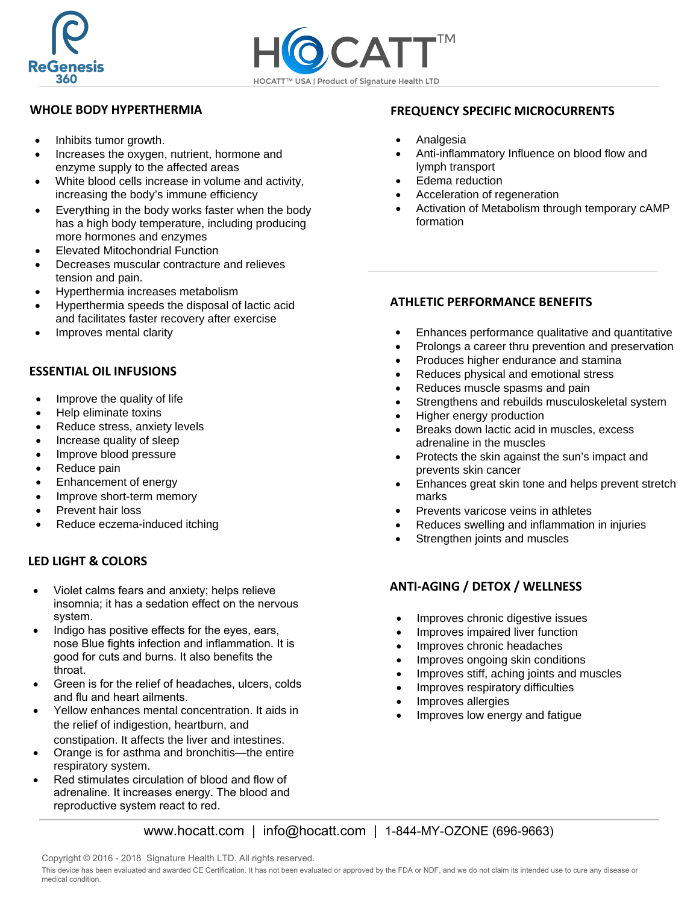HOCATT™ USA | Product of Signature Health LTD

## WHOLE BODY HYPERTHERMIA

- Inhibits tumor growth.
- Increases the oxygen, nutrient, hormone and enzyme supply to the affected areas
- White blood cells increase in volume and activity, increasing the body's immune efficiency
- Everything in the body works faster when the body has a high body temperature, including producing more hormones and enzymes
- Elevated Mitochondrial Function
- Decreases muscular contracture and relieves tension and pain.
- Hyperthermia increases metabolism
- Hyperthermia speeds the disposal of lactic acid and facilitates faster recovery after exercise
- Improves mental clarity

## ESSENTIAL OIL INFUSIONS

- Improve the quality of life
- Help eliminate toxins
- Reduce stress, anxiety levels
- Increase quality of sleep
- Improve blood pressure
- Reduce pain
- Enhancement of energy
- Improve short-term memory
- Prevent hair loss
- Reduce eczema-induced itching

## LED LIGHT & COLORS

- Violet calms fears and anxiety; helps relieve insomnia; it has a sedation effect on the nervous system.
- Indigo has positive effects for the eyes, ears, nose Blue fights infection and inflammation. It is good for cuts and burns. It also benefits the throat.
- Green is for the relief of headaches, ulcers, colds and flu and heart ailments.
- Yellow enhances mental concentration. It aids in the relief of indigestion, heartburn, and constipation. It affects the liver and intestines.
- Orange is for asthma and bronchitis—the entire respiratory system.
- Red stimulates circulation of blood and flow of adrenaline. It increases energy. The blood and reproductive system react to red.

## FREQUENCY SPECIFIC MICROCURRENTS

- Analgesia
- Anti-inflammatory Influence on blood flow and lymph transport
- Edema reduction
- Acceleration of regeneration
- Activation of Metabolism through temporary cAMP formation

## ATHLETIC PERFORMANCE BENEFITS

- Enhances performance qualitative and quantitative
- Prolongs a career thru prevention and preservation
- Produces higher endurance and stamina
- Reduces physical and emotional stress
- Reduces muscle spasms and pain
- Strengthens and rebuilds musculoskeletal system
- Higher energy production
- Breaks down lactic acid in muscles, excess adrenaline in the muscles
- Protects the skin against the sun's impact and prevents skin cancer
- Enhances great skin tone and helps prevent stretch marks
- Prevents varicose veins in athletes
- Reduces swelling and inflammation in injuries
- Strengthen joints and muscles

## ANTI-AGING / DETOX / WELLNESS

- Improves chronic digestive issues
- Improves impaired liver function
- Improves chronic headaches
- Improves ongoing skin conditions
- Improves stiff, aching joints and muscles
- Improves respiratory difficulties
- Improves allergies
- Improves low energy and fatigue

www.hocatt.com | info@hocatt.com | 1-844-MY-OZONE (696-9663)

Copyright © 2016 - 2018 Signature Health LTD. All rights reserved.

This device has been evaluated and awarded CE Certification. It has not been evaluated or approved by the FDA or NDF, and we do not claim its intended use to cure any disease or medical condition.